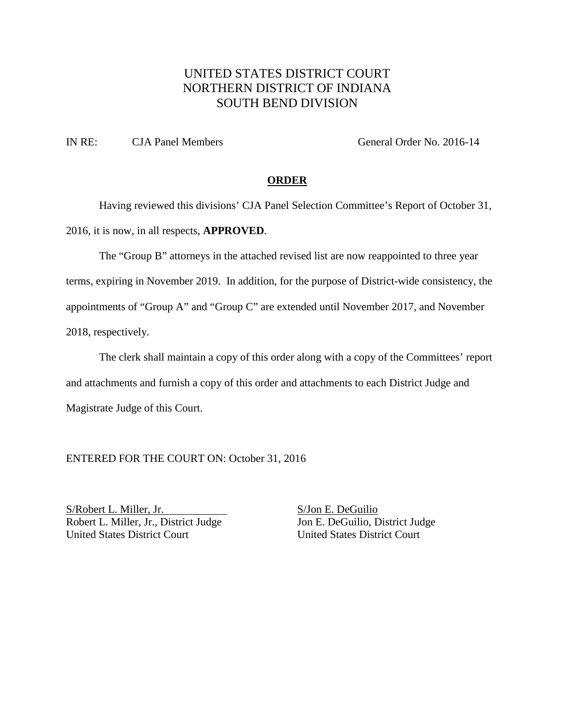UNITED STATES DISTRICT COURT
NORTHERN DISTRICT OF INDIANA
SOUTH BEND DIVISION

IN RE: CJA Panel Members General Order No. 2016-14

**ORDER**

Having reviewed this divisions' CJA Panel Selection Committee's Report of October 31, 2016, it is now, in all respects, **APPROVED**.

The "Group B" attorneys in the attached revised list are now reappointed to three year terms, expiring in November 2019. In addition, for the purpose of District-wide consistency, the appointments of "Group A" and "Group C" are extended until November 2017, and November 2018, respectively.

The clerk shall maintain a copy of this order along with a copy of the Committees' report and attachments and furnish a copy of this order and attachments to each District Judge and Magistrate Judge of this Court.

ENTERED FOR THE COURT ON: October 31, 2016

S/Robert L. Miller, Jr.
Robert L. Miller, Jr., District Judge
United States District Court

S/Jon E. DeGuilio
Jon E. DeGuilio, District Judge
United States District Court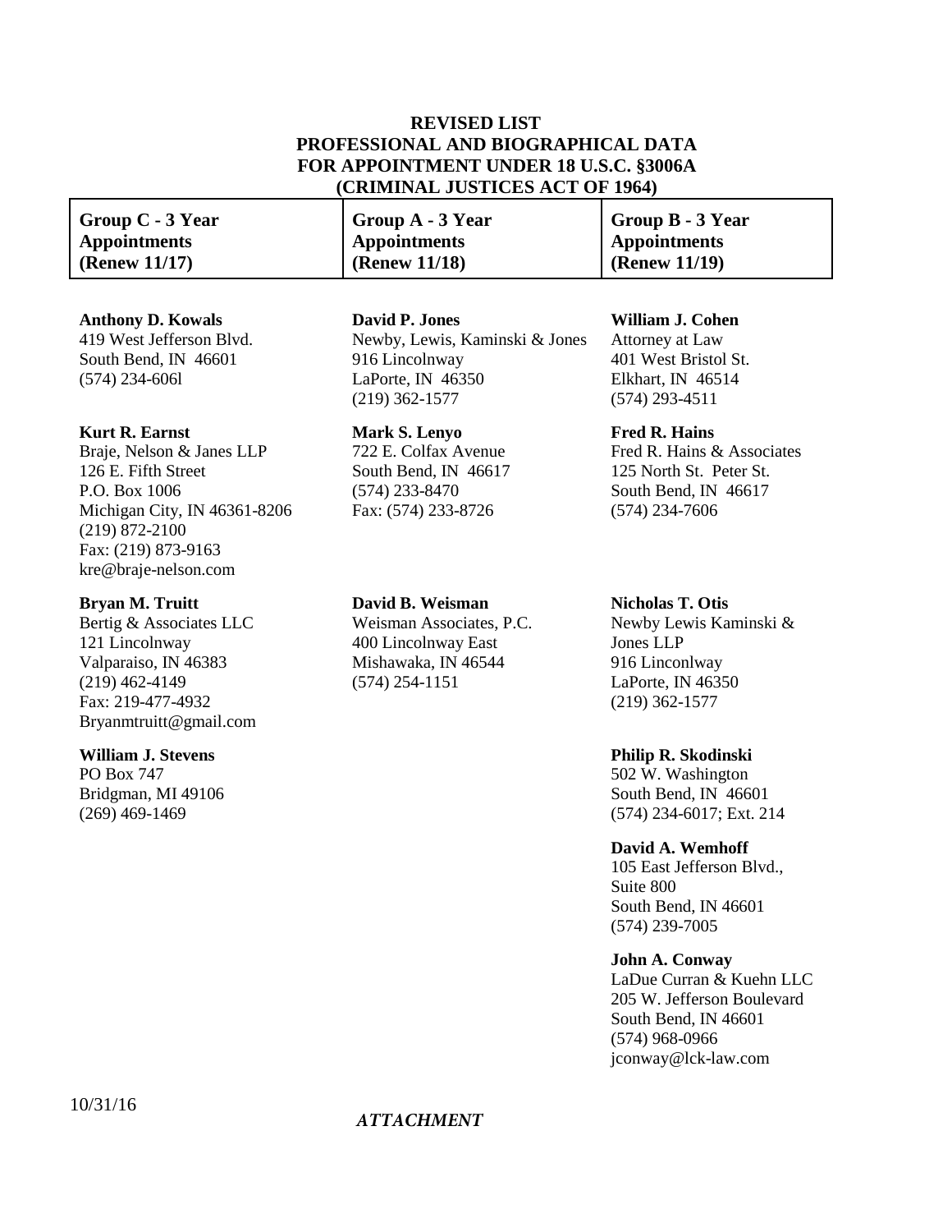**REVISED LIST**
**PROFESSIONAL AND BIOGRAPHICAL DATA**
**FOR APPOINTMENT UNDER 18 U.S.C. §3006A**
**(CRIMINAL JUSTICES ACT OF 1964)**

| **Group C - 3 Year Appointments (Renew 11/17)** | **Group A - 3 Year Appointments (Renew 11/18)** | **Group B - 3 Year Appointments (Renew 11/19)** |
|---|---|---|

**Group C - 3 Year Appointments (Renew 11/17)**

**Anthony D. Kowals**
419 West Jefferson Blvd.
South Bend, IN 46601
(574) 234-606l

**Kurt R. Earnst**
Braje, Nelson & Janes LLP
126 E. Fifth Street
P.O. Box 1006
Michigan City, IN 46361-8206
(219) 872-2100
Fax: (219) 873-9163
kre@braje-nelson.com

**Bryan M. Truitt**
Bertig & Associates LLC
121 Lincolnway
Valparaiso, IN 46383
(219) 462-4149
Fax: 219-477-4932
Bryanmtruitt@gmail.com

**William J. Stevens**
PO Box 747
Bridgman, MI 49106
(269) 469-1469

**Group A - 3 Year Appointments (Renew 11/18)**

**David P. Jones**
Newby, Lewis, Kaminski & Jones
916 Lincolnway
LaPorte, IN 46350
(219) 362-1577

**Mark S. Lenyo**
722 E. Colfax Avenue
South Bend, IN 46617
(574) 233-8470
Fax: (574) 233-8726

**David B. Weisman**
Weisman Associates, P.C.
400 Lincolnway East
Mishawaka, IN 46544
(574) 254-1151

**Group B - 3 Year Appointments (Renew 11/19)**

**William J. Cohen**
Attorney at Law
401 West Bristol St.
Elkhart, IN 46514
(574) 293-4511

**Fred R. Hains**
Fred R. Hains & Associates
125 North St. Peter St.
South Bend, IN 46617
(574) 234-7606

**Nicholas T. Otis**
Newby Lewis Kaminski & Jones LLP
916 Linconlway
LaPorte, IN 46350
(219) 362-1577

**Philip R. Skodinski**
502 W. Washington
South Bend, IN 46601
(574) 234-6017; Ext. 214

**David A. Wemhoff**
105 East Jefferson Blvd., Suite 800
South Bend, IN 46601
(574) 239-7005

**John A. Conway**
LaDue Curran & Kuehn LLC
205 W. Jefferson Boulevard
South Bend, IN 46601
(574) 968-0966
jconway@lck-law.com

10/31/16

*ATTACHMENT*